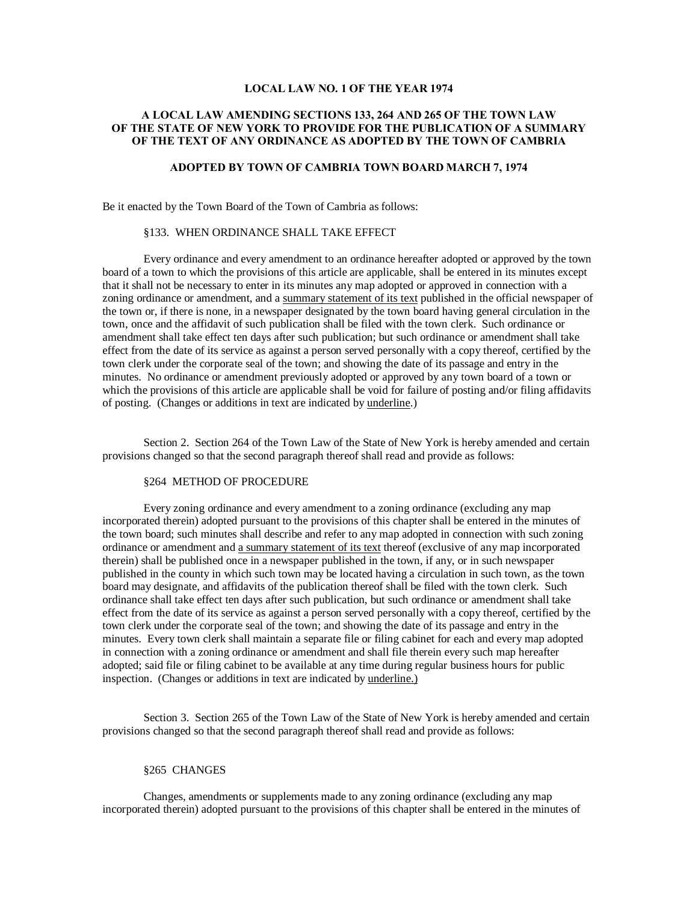**LOCAL LAW NO. 1 OF THE YEAR 1974**

**A LOCAL LAW AMENDING SECTIONS 133, 264 AND 265 OF THE TOWN LAW OF THE STATE OF NEW YORK TO PROVIDE FOR THE PUBLICATION OF A SUMMARY OF THE TEXT OF ANY ORDINANCE AS ADOPTED BY THE TOWN OF CAMBRIA**

**ADOPTED BY TOWN OF CAMBRIA TOWN BOARD MARCH 7, 1974**

Be it enacted by the Town Board of the Town of Cambria as follows:

§133. WHEN ORDINANCE SHALL TAKE EFFECT

Every ordinance and every amendment to an ordinance hereafter adopted or approved by the town board of a town to which the provisions of this article are applicable, shall be entered in its minutes except that it shall not be necessary to enter in its minutes any map adopted or approved in connection with a zoning ordinance or amendment, and a <u>summary statement of its text</u> published in the official newspaper of the town or, if there is none, in a newspaper designated by the town board having general circulation in the town, once and the affidavit of such publication shall be filed with the town clerk. Such ordinance or amendment shall take effect ten days after such publication; but such ordinance or amendment shall take effect from the date of its service as against a person served personally with a copy thereof, certified by the town clerk under the corporate seal of the town; and showing the date of its passage and entry in the minutes. No ordinance or amendment previously adopted or approved by any town board of a town or which the provisions of this article are applicable shall be void for failure of posting and/or filing affidavits of posting. (Changes or additions in text are indicated by <u>underline</u>.)

Section 2. Section 264 of the Town Law of the State of New York is hereby amended and certain provisions changed so that the second paragraph thereof shall read and provide as follows:

§264 METHOD OF PROCEDURE

Every zoning ordinance and every amendment to a zoning ordinance (excluding any map incorporated therein) adopted pursuant to the provisions of this chapter shall be entered in the minutes of the town board; such minutes shall describe and refer to any map adopted in connection with such zoning ordinance or amendment and <u>a summary statement of its text</u> thereof (exclusive of any map incorporated therein) shall be published once in a newspaper published in the town, if any, or in such newspaper published in the county in which such town may be located having a circulation in such town, as the town board may designate, and affidavits of the publication thereof shall be filed with the town clerk. Such ordinance shall take effect ten days after such publication, but such ordinance or amendment shall take effect from the date of its service as against a person served personally with a copy thereof, certified by the town clerk under the corporate seal of the town; and showing the date of its passage and entry in the minutes. Every town clerk shall maintain a separate file or filing cabinet for each and every map adopted in connection with a zoning ordinance or amendment and shall file therein every such map hereafter adopted; said file or filing cabinet to be available at any time during regular business hours for public inspection. (Changes or additions in text are indicated by <u>underline.)</u>

Section 3. Section 265 of the Town Law of the State of New York is hereby amended and certain provisions changed so that the second paragraph thereof shall read and provide as follows:

§265 CHANGES

Changes, amendments or supplements made to any zoning ordinance (excluding any map incorporated therein) adopted pursuant to the provisions of this chapter shall be entered in the minutes of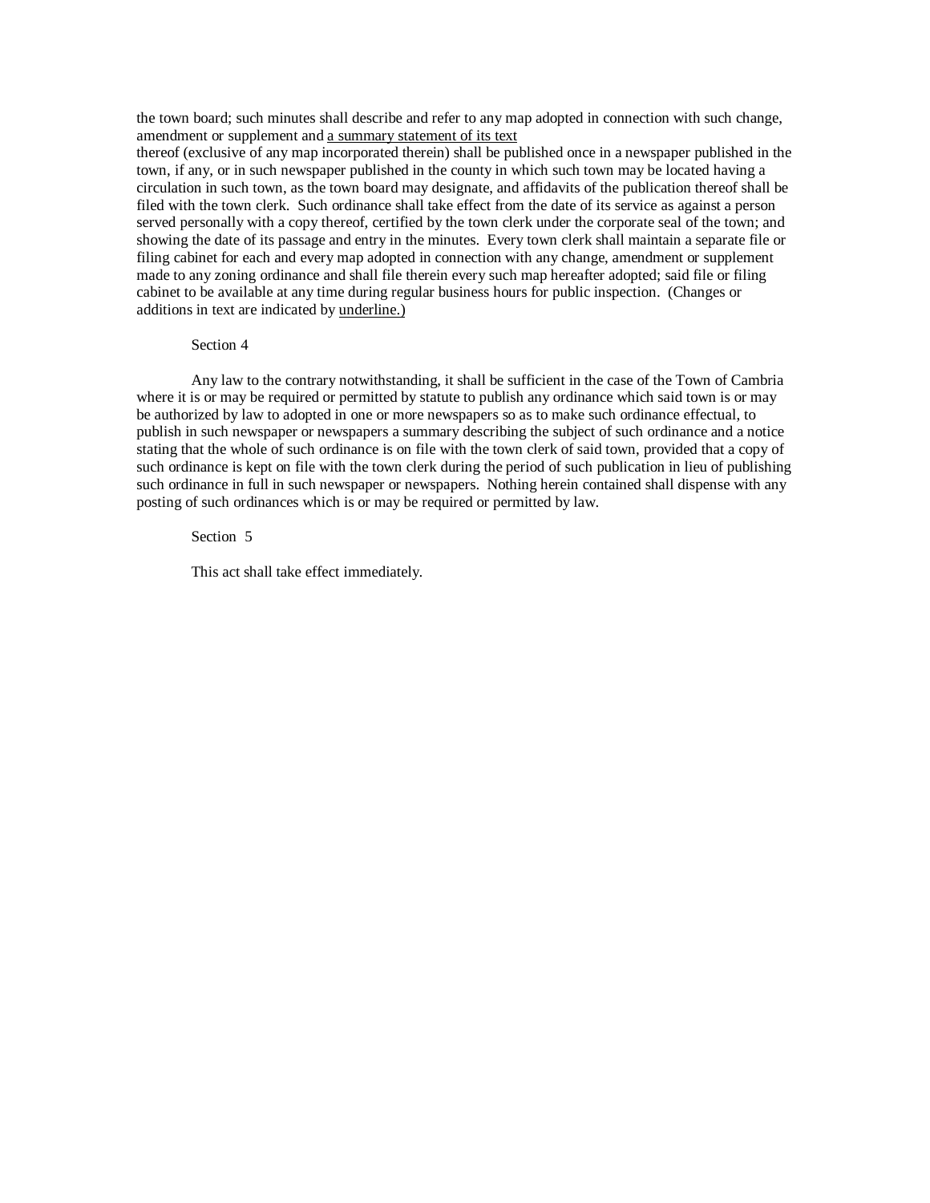the town board; such minutes shall describe and refer to any map adopted in connection with such change, amendment or supplement and <u>a summary statement of its text</u>
thereof (exclusive of any map incorporated therein) shall be published once in a newspaper published in the town, if any, or in such newspaper published in the county in which such town may be located having a circulation in such town, as the town board may designate, and affidavits of the publication thereof shall be filed with the town clerk. Such ordinance shall take effect from the date of its service as against a person served personally with a copy thereof, certified by the town clerk under the corporate seal of the town; and showing the date of its passage and entry in the minutes. Every town clerk shall maintain a separate file or filing cabinet for each and every map adopted in connection with any change, amendment or supplement made to any zoning ordinance and shall file therein every such map hereafter adopted; said file or filing cabinet to be available at any time during regular business hours for public inspection. (Changes or additions in text are indicated by <u>underline.)</u>

Section 4

Any law to the contrary notwithstanding, it shall be sufficient in the case of the Town of Cambria where it is or may be required or permitted by statute to publish any ordinance which said town is or may be authorized by law to adopted in one or more newspapers so as to make such ordinance effectual, to publish in such newspaper or newspapers a summary describing the subject of such ordinance and a notice stating that the whole of such ordinance is on file with the town clerk of said town, provided that a copy of such ordinance is kept on file with the town clerk during the period of such publication in lieu of publishing such ordinance in full in such newspaper or newspapers. Nothing herein contained shall dispense with any posting of such ordinances which is or may be required or permitted by law.

Section 5

This act shall take effect immediately.